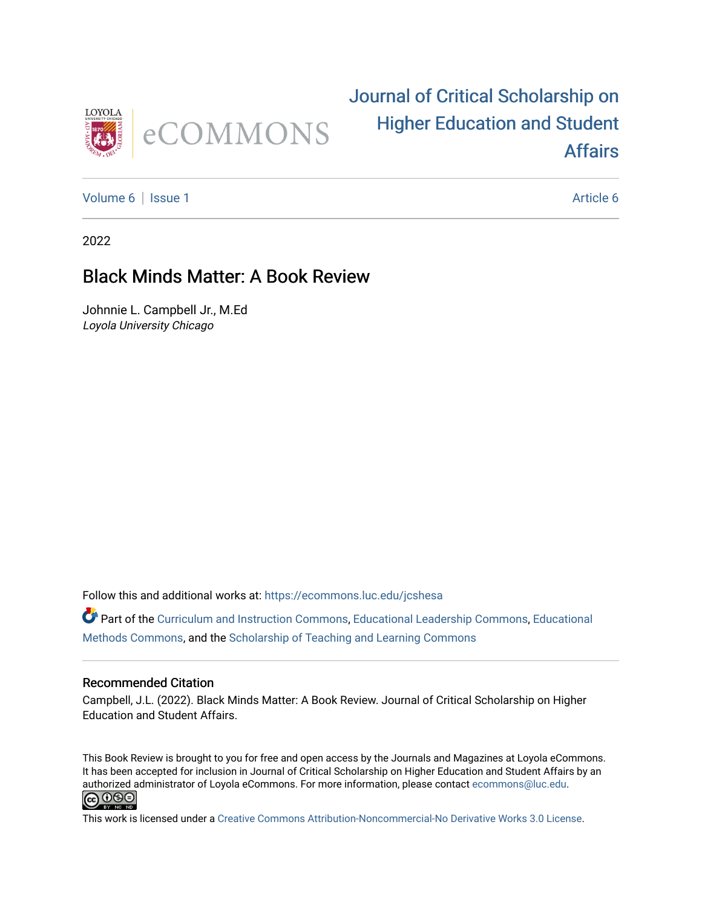Journal of Critical Scholarship on Higher Education and Student Affairs

Volume 6 | Issue 1 — Article 6

2022

# Black Minds Matter: A Book Review

Johnnie L. Campbell Jr., M.Ed
*Loyola University Chicago*

Follow this and additional works at: https://ecommons.luc.edu/jcshesa

Part of the Curriculum and Instruction Commons, Educational Leadership Commons, Educational Methods Commons, and the Scholarship of Teaching and Learning Commons

## Recommended Citation

Campbell, J.L. (2022). Black Minds Matter: A Book Review. Journal of Critical Scholarship on Higher Education and Student Affairs.

This Book Review is brought to you for free and open access by the Journals and Magazines at Loyola eCommons. It has been accepted for inclusion in Journal of Critical Scholarship on Higher Education and Student Affairs by an authorized administrator of Loyola eCommons. For more information, please contact ecommons@luc.edu.

This work is licensed under a Creative Commons Attribution-Noncommercial-No Derivative Works 3.0 License.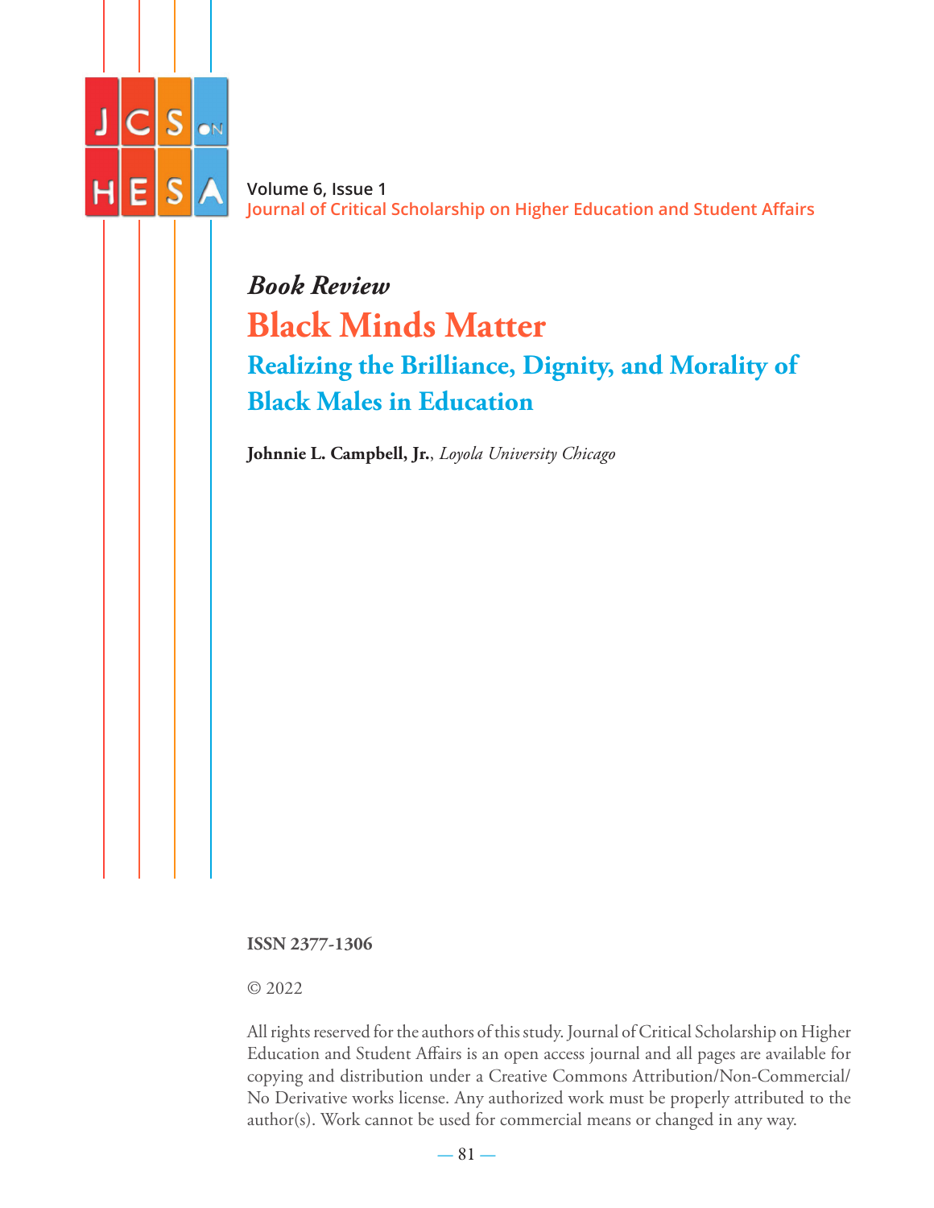*Book Review*

# Black Minds Matter

## Realizing the Brilliance, Dignity, and Morality of Black Males in Education

**Johnnie L. Campbell, Jr.**, *Loyola University Chicago*

**ISSN 2377-1306**

© 2022

All rights reserved for the authors of this study. Journal of Critical Scholarship on Higher Education and Student Affairs is an open access journal and all pages are available for copying and distribution under a Creative Commons Attribution/Non-Commercial/No Derivative works license. Any authorized work must be properly attributed to the author(s). Work cannot be used for commercial means or changed in any way.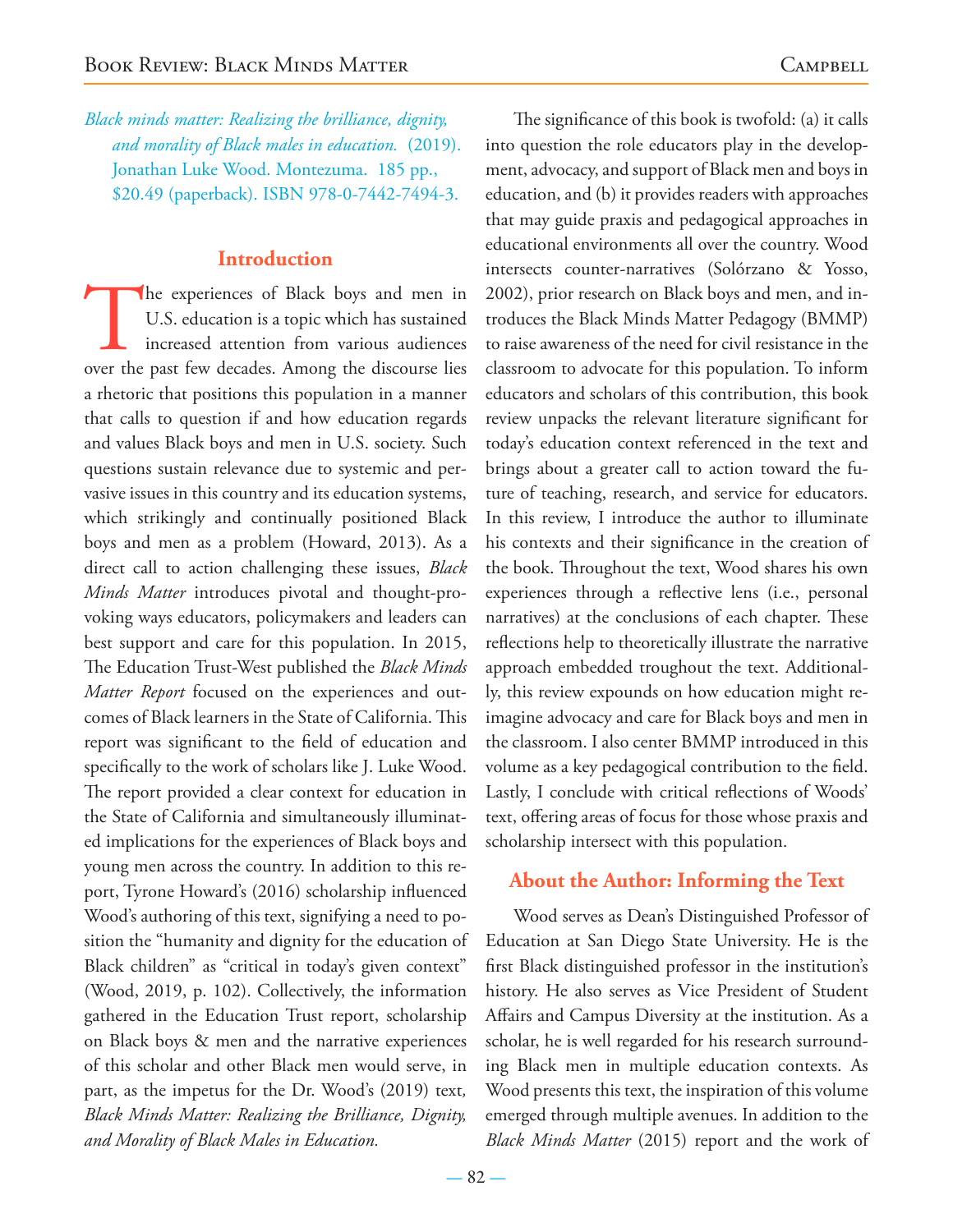*Black minds matter: Realizing the brilliance, dignity, and morality of Black males in education.* (2019). Jonathan Luke Wood. Montezuma. 185 pp., $20.49 (paperback). ISBN 978-0-7442-7494-3.

## Introduction

The experiences of Black boys and men in U.S. education is a topic which has sustained increased attention from various audiences over the past few decades. Among the discourse lies a rhetoric that positions this population in a manner that calls to question if and how education regards and values Black boys and men in U.S. society. Such questions sustain relevance due to systemic and pervasive issues in this country and its education systems, which strikingly and continually positioned Black boys and men as a problem (Howard, 2013). As a direct call to action challenging these issues, *Black Minds Matter* introduces pivotal and thought-provoking ways educators, policymakers and leaders can best support and care for this population. In 2015, The Education Trust-West published the *Black Minds Matter Report* focused on the experiences and outcomes of Black learners in the State of California. This report was significant to the field of education and specifically to the work of scholars like J. Luke Wood. The report provided a clear context for education in the State of California and simultaneously illuminated implications for the experiences of Black boys and young men across the country. In addition to this report, Tyrone Howard's (2016) scholarship influenced Wood's authoring of this text, signifying a need to position the "humanity and dignity for the education of Black children" as "critical in today's given context" (Wood, 2019, p. 102). Collectively, the information gathered in the Education Trust report, scholarship on Black boys & men and the narrative experiences of this scholar and other Black men would serve, in part, as the impetus for the Dr. Wood's (2019) text, *Black Minds Matter: Realizing the Brilliance, Dignity, and Morality of Black Males in Education.*

The significance of this book is twofold: (a) it calls into question the role educators play in the development, advocacy, and support of Black men and boys in education, and (b) it provides readers with approaches that may guide praxis and pedagogical approaches in educational environments all over the country. Wood intersects counter-narratives (Solórzano & Yosso, 2002), prior research on Black boys and men, and introduces the Black Minds Matter Pedagogy (BMMP) to raise awareness of the need for civil resistance in the classroom to advocate for this population. To inform educators and scholars of this contribution, this book review unpacks the relevant literature significant for today's education context referenced in the text and brings about a greater call to action toward the future of teaching, research, and service for educators. In this review, I introduce the author to illuminate his contexts and their significance in the creation of the book. Throughout the text, Wood shares his own experiences through a reflective lens (i.e., personal narratives) at the conclusions of each chapter. These reflections help to theoretically illustrate the narrative approach embedded troughout the text. Additionally, this review expounds on how education might reimagine advocacy and care for Black boys and men in the classroom. I also center BMMP introduced in this volume as a key pedagogical contribution to the field. Lastly, I conclude with critical reflections of Woods' text, offering areas of focus for those whose praxis and scholarship intersect with this population.

## About the Author: Informing the Text

Wood serves as Dean's Distinguished Professor of Education at San Diego State University. He is the first Black distinguished professor in the institution's history. He also serves as Vice President of Student Affairs and Campus Diversity at the institution. As a scholar, he is well regarded for his research surrounding Black men in multiple education contexts. As Wood presents this text, the inspiration of this volume emerged through multiple avenues. In addition to the *Black Minds Matter* (2015) report and the work of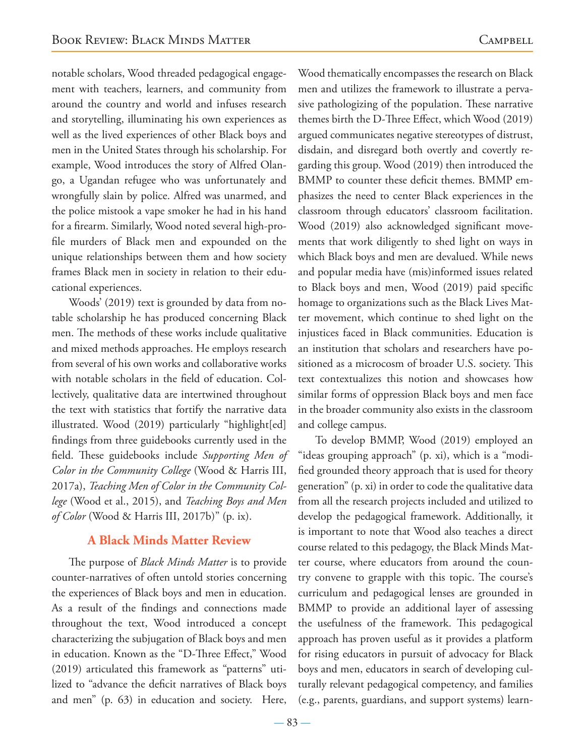notable scholars, Wood threaded pedagogical engagement with teachers, learners, and community from around the country and world and infuses research and storytelling, illuminating his own experiences as well as the lived experiences of other Black boys and men in the United States through his scholarship. For example, Wood introduces the story of Alfred Olango, a Ugandan refugee who was unfortunately and wrongfully slain by police. Alfred was unarmed, and the police mistook a vape smoker he had in his hand for a firearm. Similarly, Wood noted several high-profile murders of Black men and expounded on the unique relationships between them and how society frames Black men in society in relation to their educational experiences.

Woods' (2019) text is grounded by data from notable scholarship he has produced concerning Black men. The methods of these works include qualitative and mixed methods approaches. He employs research from several of his own works and collaborative works with notable scholars in the field of education. Collectively, qualitative data are intertwined throughout the text with statistics that fortify the narrative data illustrated. Wood (2019) particularly "highlight[ed] findings from three guidebooks currently used in the field. These guidebooks include *Supporting Men of Color in the Community College* (Wood & Harris III, 2017a), *Teaching Men of Color in the Community College* (Wood et al., 2015), and *Teaching Boys and Men of Color* (Wood & Harris III, 2017b)" (p. ix).

## A Black Minds Matter Review

The purpose of *Black Minds Matter* is to provide counter-narratives of often untold stories concerning the experiences of Black boys and men in education. As a result of the findings and connections made throughout the text, Wood introduced a concept characterizing the subjugation of Black boys and men in education. Known as the "D-Three Effect," Wood (2019) articulated this framework as "patterns" utilized to "advance the deficit narratives of Black boys and men" (p. 63) in education and society. Here, Wood thematically encompasses the research on Black men and utilizes the framework to illustrate a pervasive pathologizing of the population. These narrative themes birth the D-Three Effect, which Wood (2019) argued communicates negative stereotypes of distrust, disdain, and disregard both overtly and covertly regarding this group. Wood (2019) then introduced the BMMP to counter these deficit themes. BMMP emphasizes the need to center Black experiences in the classroom through educators' classroom facilitation. Wood (2019) also acknowledged significant movements that work diligently to shed light on ways in which Black boys and men are devalued. While news and popular media have (mis)informed issues related to Black boys and men, Wood (2019) paid specific homage to organizations such as the Black Lives Matter movement, which continue to shed light on the injustices faced in Black communities. Education is an institution that scholars and researchers have positioned as a microcosm of broader U.S. society. This text contextualizes this notion and showcases how similar forms of oppression Black boys and men face in the broader community also exists in the classroom and college campus.

To develop BMMP, Wood (2019) employed an "ideas grouping approach" (p. xi), which is a "modified grounded theory approach that is used for theory generation" (p. xi) in order to code the qualitative data from all the research projects included and utilized to develop the pedagogical framework. Additionally, it is important to note that Wood also teaches a direct course related to this pedagogy, the Black Minds Matter course, where educators from around the country convene to grapple with this topic. The course's curriculum and pedagogical lenses are grounded in BMMP to provide an additional layer of assessing the usefulness of the framework. This pedagogical approach has proven useful as it provides a platform for rising educators in pursuit of advocacy for Black boys and men, educators in search of developing culturally relevant pedagogical competency, and families (e.g., parents, guardians, and support systems) learn-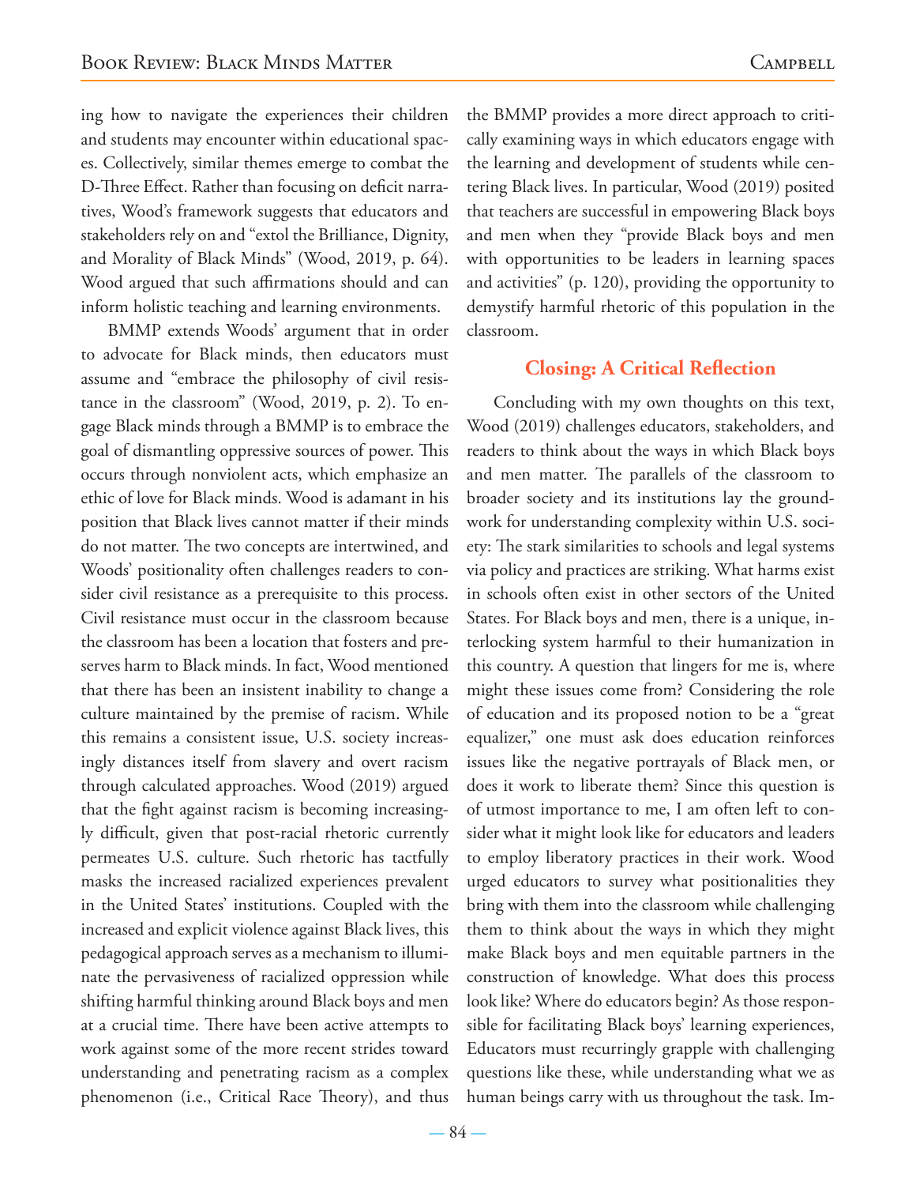ing how to navigate the experiences their children and students may encounter within educational spaces. Collectively, similar themes emerge to combat the D-Three Effect. Rather than focusing on deficit narratives, Wood's framework suggests that educators and stakeholders rely on and "extol the Brilliance, Dignity, and Morality of Black Minds" (Wood, 2019, p. 64). Wood argued that such affirmations should and can inform holistic teaching and learning environments.

BMMP extends Woods' argument that in order to advocate for Black minds, then educators must assume and "embrace the philosophy of civil resistance in the classroom" (Wood, 2019, p. 2). To engage Black minds through a BMMP is to embrace the goal of dismantling oppressive sources of power. This occurs through nonviolent acts, which emphasize an ethic of love for Black minds. Wood is adamant in his position that Black lives cannot matter if their minds do not matter. The two concepts are intertwined, and Woods' positionality often challenges readers to consider civil resistance as a prerequisite to this process. Civil resistance must occur in the classroom because the classroom has been a location that fosters and preserves harm to Black minds. In fact, Wood mentioned that there has been an insistent inability to change a culture maintained by the premise of racism. While this remains a consistent issue, U.S. society increasingly distances itself from slavery and overt racism through calculated approaches. Wood (2019) argued that the fight against racism is becoming increasingly difficult, given that post-racial rhetoric currently permeates U.S. culture. Such rhetoric has tactfully masks the increased racialized experiences prevalent in the United States' institutions. Coupled with the increased and explicit violence against Black lives, this pedagogical approach serves as a mechanism to illuminate the pervasiveness of racialized oppression while shifting harmful thinking around Black boys and men at a crucial time. There have been active attempts to work against some of the more recent strides toward understanding and penetrating racism as a complex phenomenon (i.e., Critical Race Theory), and thus the BMMP provides a more direct approach to critically examining ways in which educators engage with the learning and development of students while centering Black lives. In particular, Wood (2019) posited that teachers are successful in empowering Black boys and men when they "provide Black boys and men with opportunities to be leaders in learning spaces and activities" (p. 120), providing the opportunity to demystify harmful rhetoric of this population in the classroom.

## Closing: A Critical Reflection

Concluding with my own thoughts on this text, Wood (2019) challenges educators, stakeholders, and readers to think about the ways in which Black boys and men matter. The parallels of the classroom to broader society and its institutions lay the groundwork for understanding complexity within U.S. society: The stark similarities to schools and legal systems via policy and practices are striking. What harms exist in schools often exist in other sectors of the United States. For Black boys and men, there is a unique, interlocking system harmful to their humanization in this country. A question that lingers for me is, where might these issues come from? Considering the role of education and its proposed notion to be a "great equalizer," one must ask does education reinforces issues like the negative portrayals of Black men, or does it work to liberate them? Since this question is of utmost importance to me, I am often left to consider what it might look like for educators and leaders to employ liberatory practices in their work. Wood urged educators to survey what positionalities they bring with them into the classroom while challenging them to think about the ways in which they might make Black boys and men equitable partners in the construction of knowledge. What does this process look like? Where do educators begin? As those responsible for facilitating Black boys' learning experiences, Educators must recurringly grapple with challenging questions like these, while understanding what we as human beings carry with us throughout the task. Im-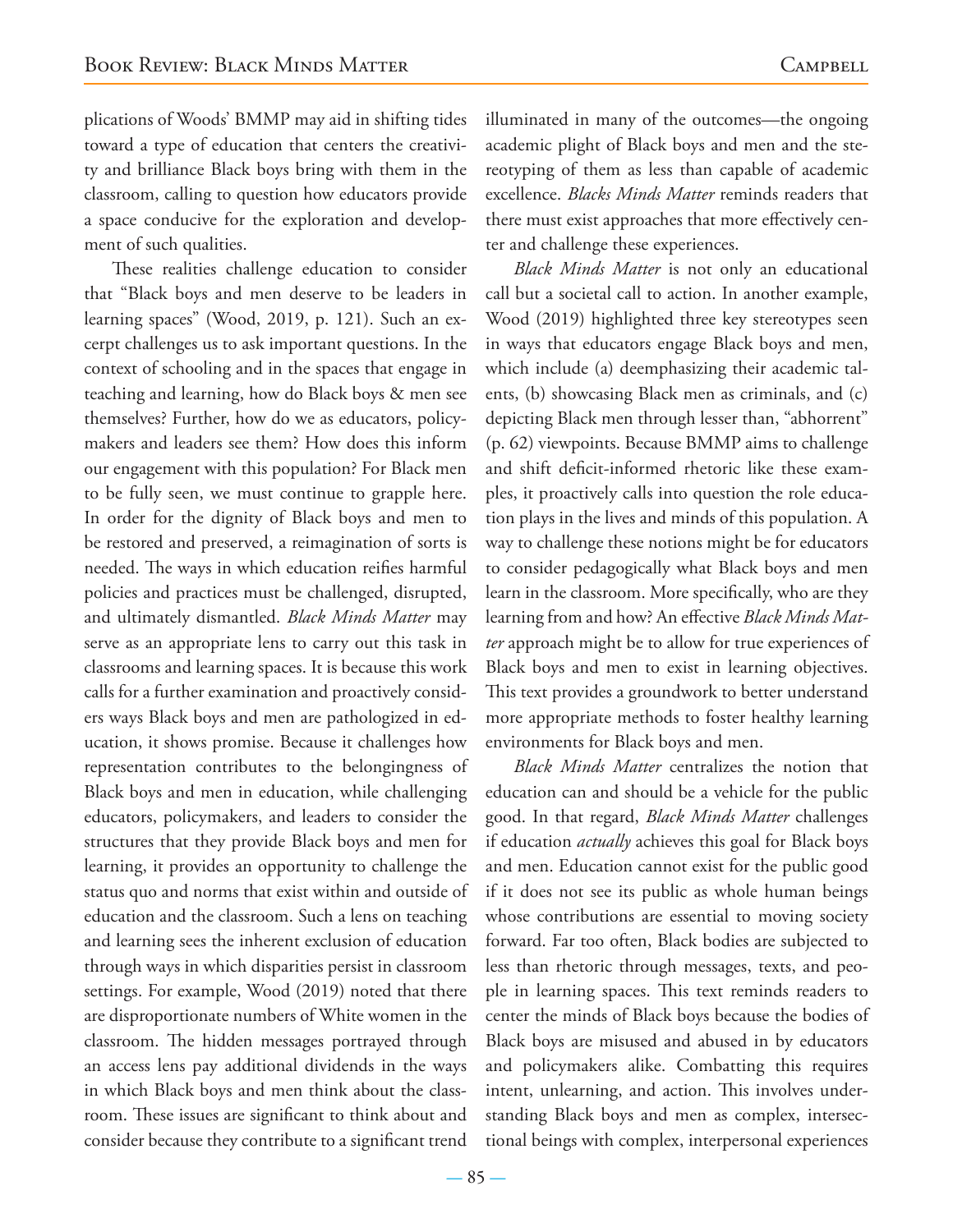plications of Woods' BMMP may aid in shifting tides toward a type of education that centers the creativity and brilliance Black boys bring with them in the classroom, calling to question how educators provide a space conducive for the exploration and development of such qualities.

These realities challenge education to consider that "Black boys and men deserve to be leaders in learning spaces" (Wood, 2019, p. 121). Such an excerpt challenges us to ask important questions. In the context of schooling and in the spaces that engage in teaching and learning, how do Black boys & men see themselves? Further, how do we as educators, policymakers and leaders see them? How does this inform our engagement with this population? For Black men to be fully seen, we must continue to grapple here. In order for the dignity of Black boys and men to be restored and preserved, a reimagination of sorts is needed. The ways in which education reifies harmful policies and practices must be challenged, disrupted, and ultimately dismantled. *Black Minds Matter* may serve as an appropriate lens to carry out this task in classrooms and learning spaces. It is because this work calls for a further examination and proactively considers ways Black boys and men are pathologized in education, it shows promise. Because it challenges how representation contributes to the belongingness of Black boys and men in education, while challenging educators, policymakers, and leaders to consider the structures that they provide Black boys and men for learning, it provides an opportunity to challenge the status quo and norms that exist within and outside of education and the classroom. Such a lens on teaching and learning sees the inherent exclusion of education through ways in which disparities persist in classroom settings. For example, Wood (2019) noted that there are disproportionate numbers of White women in the classroom. The hidden messages portrayed through an access lens pay additional dividends in the ways in which Black boys and men think about the classroom. These issues are significant to think about and consider because they contribute to a significant trend illuminated in many of the outcomes—the ongoing academic plight of Black boys and men and the stereotyping of them as less than capable of academic excellence. *Blacks Minds Matter* reminds readers that there must exist approaches that more effectively center and challenge these experiences.

*Black Minds Matter* is not only an educational call but a societal call to action. In another example, Wood (2019) highlighted three key stereotypes seen in ways that educators engage Black boys and men, which include (a) deemphasizing their academic talents, (b) showcasing Black men as criminals, and (c) depicting Black men through lesser than, "abhorrent" (p. 62) viewpoints. Because BMMP aims to challenge and shift deficit-informed rhetoric like these examples, it proactively calls into question the role education plays in the lives and minds of this population. A way to challenge these notions might be for educators to consider pedagogically what Black boys and men learn in the classroom. More specifically, who are they learning from and how? An effective *Black Minds Matter* approach might be to allow for true experiences of Black boys and men to exist in learning objectives. This text provides a groundwork to better understand more appropriate methods to foster healthy learning environments for Black boys and men.

*Black Minds Matter* centralizes the notion that education can and should be a vehicle for the public good. In that regard, *Black Minds Matter* challenges if education *actually* achieves this goal for Black boys and men. Education cannot exist for the public good if it does not see its public as whole human beings whose contributions are essential to moving society forward. Far too often, Black bodies are subjected to less than rhetoric through messages, texts, and people in learning spaces. This text reminds readers to center the minds of Black boys because the bodies of Black boys are misused and abused in by educators and policymakers alike. Combatting this requires intent, unlearning, and action. This involves understanding Black boys and men as complex, intersectional beings with complex, interpersonal experiences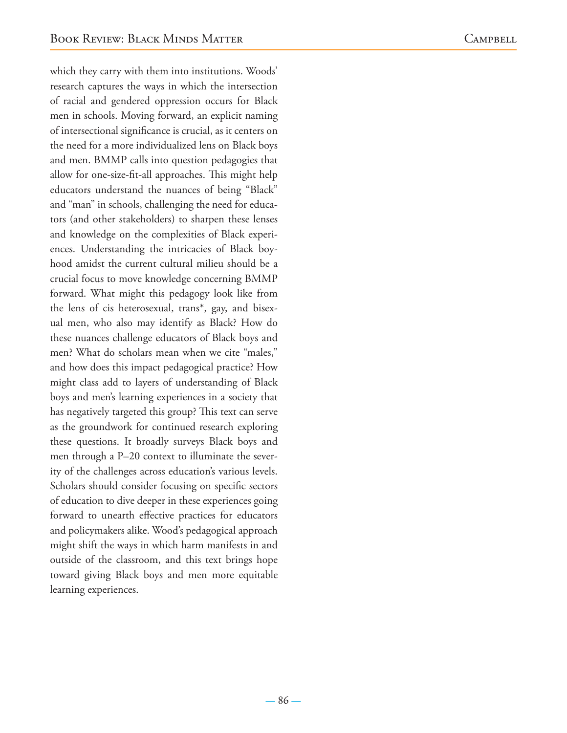which they carry with them into institutions. Woods' research captures the ways in which the intersection of racial and gendered oppression occurs for Black men in schools. Moving forward, an explicit naming of intersectional significance is crucial, as it centers on the need for a more individualized lens on Black boys and men. BMMP calls into question pedagogies that allow for one-size-fit-all approaches. This might help educators understand the nuances of being "Black" and "man" in schools, challenging the need for educators (and other stakeholders) to sharpen these lenses and knowledge on the complexities of Black experiences. Understanding the intricacies of Black boyhood amidst the current cultural milieu should be a crucial focus to move knowledge concerning BMMP forward. What might this pedagogy look like from the lens of cis heterosexual, trans*, gay, and bisexual men, who also may identify as Black? How do these nuances challenge educators of Black boys and men? What do scholars mean when we cite "males," and how does this impact pedagogical practice? How might class add to layers of understanding of Black boys and men's learning experiences in a society that has negatively targeted this group? This text can serve as the groundwork for continued research exploring these questions. It broadly surveys Black boys and men through a P–20 context to illuminate the severity of the challenges across education's various levels. Scholars should consider focusing on specific sectors of education to dive deeper in these experiences going forward to unearth effective practices for educators and policymakers alike. Wood's pedagogical approach might shift the ways in which harm manifests in and outside of the classroom, and this text brings hope toward giving Black boys and men more equitable learning experiences.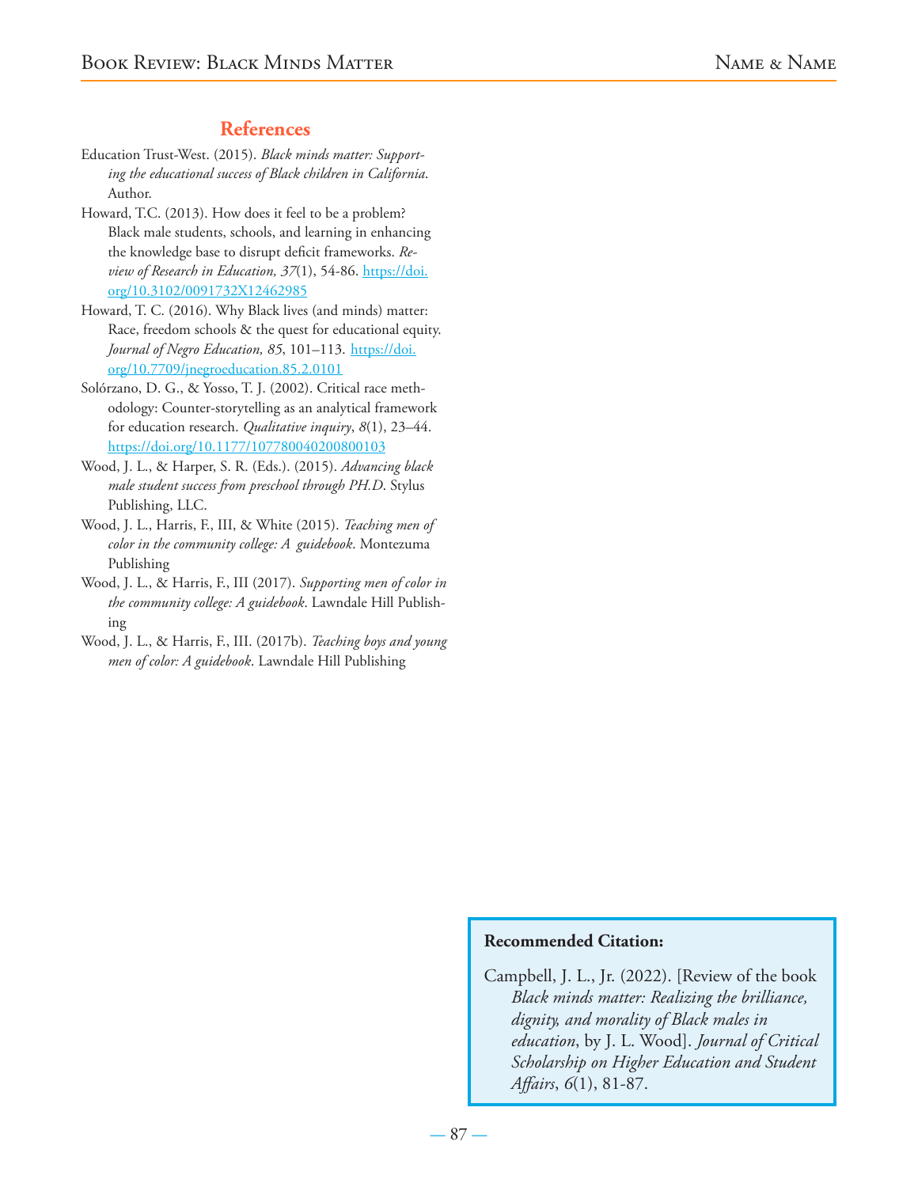## References

Education Trust-West. (2015). *Black minds matter: Supporting the educational success of Black children in California*. Author.

Howard, T.C. (2013). How does it feel to be a problem? Black male students, schools, and learning in enhancing the knowledge base to disrupt deficit frameworks. *Review of Research in Education, 37*(1), 54-86. https://doi.org/10.3102/0091732X12462985

Howard, T. C. (2016). Why Black lives (and minds) matter: Race, freedom schools & the quest for educational equity. *Journal of Negro Education, 85*, 101–113. https://doi.org/10.7709/jnegroeducation.85.2.0101

Solórzano, D. G., & Yosso, T. J. (2002). Critical race methodology: Counter-storytelling as an analytical framework for education research. *Qualitative inquiry*, *8*(1), 23–44. https://doi.org/10.1177/107780040200800103

Wood, J. L., & Harper, S. R. (Eds.). (2015). *Advancing black male student success from preschool through PH.D*. Stylus Publishing, LLC.

Wood, J. L., Harris, F., III, & White (2015). *Teaching men of color in the community college: A guidebook*. Montezuma Publishing

Wood, J. L., & Harris, F., III (2017). *Supporting men of color in the community college: A guidebook*. Lawndale Hill Publishing

Wood, J. L., & Harris, F., III. (2017b). *Teaching boys and young men of color: A guidebook*. Lawndale Hill Publishing

**Recommended Citation:**

Campbell, J. L., Jr. (2022). [Review of the book *Black minds matter: Realizing the brilliance, dignity, and morality of Black males in education*, by J. L. Wood]. *Journal of Critical Scholarship on Higher Education and Student Affairs*, *6*(1), 81-87.